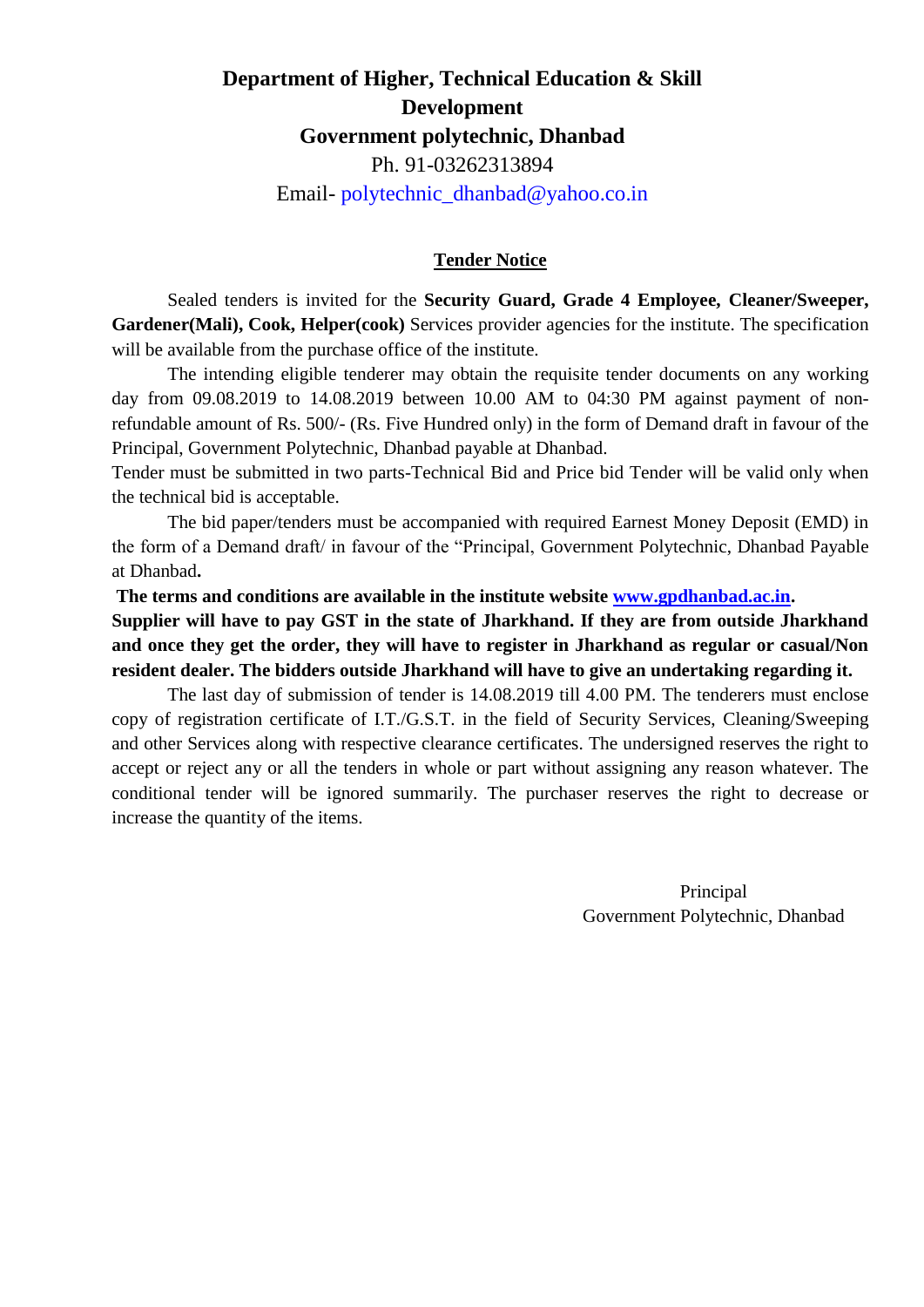# Department of Higher, Technical Education & Skill Development

## Government polytechnic, Dhanbad

Ph. 91-03262313894

Email- polytechnic_dhanbad@yahoo.co.in

### Tender Notice

Sealed tenders is invited for the **Security Guard, Grade 4 Employee, Cleaner/Sweeper, Gardener(Mali), Cook, Helper(cook)** Services provider agencies for the institute. The specification will be available from the purchase office of the institute.

The intending eligible tenderer may obtain the requisite tender documents on any working day from 09.08.2019 to 14.08.2019 between 10.00 AM to 04:30 PM against payment of non-refundable amount of Rs. 500/- (Rs. Five Hundred only) in the form of Demand draft in favour of the Principal, Government Polytechnic, Dhanbad payable at Dhanbad.

Tender must be submitted in two parts-Technical Bid and Price bid Tender will be valid only when the technical bid is acceptable.

The bid paper/tenders must be accompanied with required Earnest Money Deposit (EMD) in the form of a Demand draft/ in favour of the "Principal, Government Polytechnic, Dhanbad Payable at Dhanbad**.**

**The terms and conditions are available in the institute website [www.gpdhanbad.ac.in](http://www.gpdhanbad.ac.in).**

**Supplier will have to pay GST in the state of Jharkhand. If they are from outside Jharkhand and once they get the order, they will have to register in Jharkhand as regular or casual/Non resident dealer. The bidders outside Jharkhand will have to give an undertaking regarding it.**

The last day of submission of tender is 14.08.2019 till 4.00 PM. The tenderers must enclose copy of registration certificate of I.T./G.S.T. in the field of Security Services, Cleaning/Sweeping and other Services along with respective clearance certificates. The undersigned reserves the right to accept or reject any or all the tenders in whole or part without assigning any reason whatever. The conditional tender will be ignored summarily. The purchaser reserves the right to decrease or increase the quantity of the items.

Principal

Government Polytechnic, Dhanbad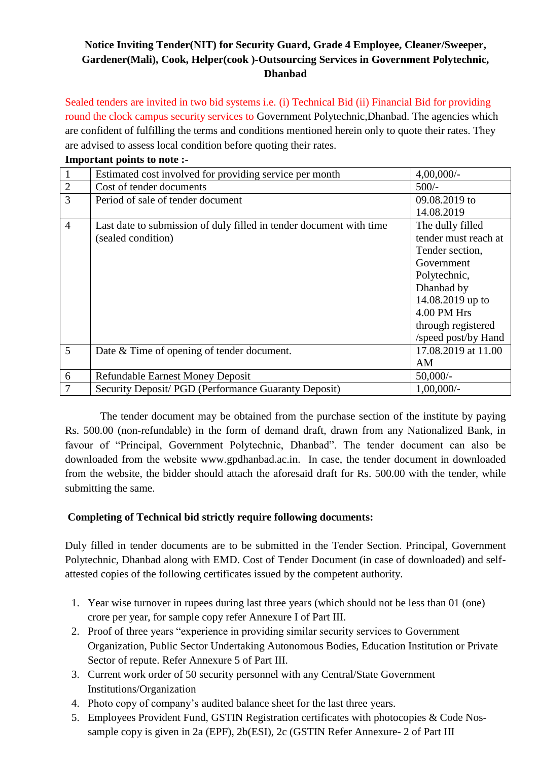**Notice Inviting Tender(NIT) for Security Guard, Grade 4 Employee, Cleaner/Sweeper, Gardener(Mali), Cook, Helper(cook )-Outsourcing Services in Government Polytechnic, Dhanbad**

Sealed tenders are invited in two bid systems i.e. (i) Technical Bid (ii) Financial Bid for providing round the clock campus security services to Government Polytechnic,Dhanbad. The agencies which are confident of fulfilling the terms and conditions mentioned herein only to quote their rates. They are advised to assess local condition before quoting their rates.

**Important points to note :-**

| | | |
|---|---|---|
| 1 | Estimated cost involved for providing service per month | 4,00,000/- |
| 2 | Cost of tender documents | 500/- |
| 3 | Period of sale of tender document | 09.08.2019 to 14.08.2019 |
| 4 | Last date to submission of duly filled in tender document with time (sealed condition) | The dully filled tender must reach at Tender section, Government Polytechnic, Dhanbad by 14.08.2019 up to 4.00 PM Hrs through registered /speed post/by Hand |
| 5 | Date & Time of opening of tender document. | 17.08.2019 at 11.00 AM |
| 6 | Refundable Earnest Money Deposit | 50,000/- |
| 7 | Security Deposit/ PGD (Performance Guaranty Deposit) | 1,00,000/- |

The tender document may be obtained from the purchase section of the institute by paying Rs. 500.00 (non-refundable) in the form of demand draft, drawn from any Nationalized Bank, in favour of "Principal, Government Polytechnic, Dhanbad". The tender document can also be downloaded from the website www.gpdhanbad.ac.in. In case, the tender document in downloaded from the website, the bidder should attach the aforesaid draft for Rs. 500.00 with the tender, while submitting the same.

**Completing of Technical bid strictly require following documents:**

Duly filled in tender documents are to be submitted in the Tender Section. Principal, Government Polytechnic, Dhanbad along with EMD. Cost of Tender Document (in case of downloaded) and self-attested copies of the following certificates issued by the competent authority.

1. Year wise turnover in rupees during last three years (which should not be less than 01 (one) crore per year, for sample copy refer Annexure I of Part III.
2. Proof of three years "experience in providing similar security services to Government Organization, Public Sector Undertaking Autonomous Bodies, Education Institution or Private Sector of repute. Refer Annexure 5 of Part III.
3. Current work order of 50 security personnel with any Central/State Government Institutions/Organization
4. Photo copy of company's audited balance sheet for the last three years.
5. Employees Provident Fund, GSTIN Registration certificates with photocopies & Code Nos-sample copy is given in 2a (EPF), 2b(ESI), 2c (GSTIN Refer Annexure- 2 of Part III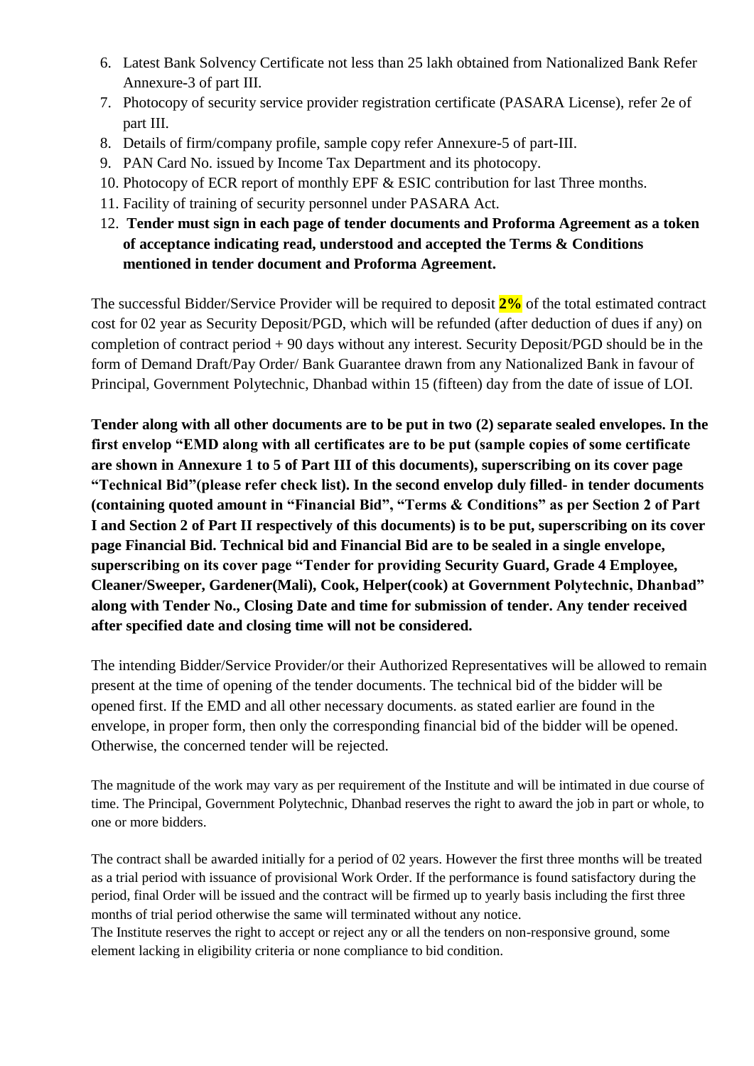6. Latest Bank Solvency Certificate not less than 25 lakh obtained from Nationalized Bank Refer Annexure-3 of part III.
7. Photocopy of security service provider registration certificate (PASARA License), refer 2e of part III.
8. Details of firm/company profile, sample copy refer Annexure-5 of part-III.
9. PAN Card No. issued by Income Tax Department and its photocopy.
10. Photocopy of ECR report of monthly EPF & ESIC contribution for last Three months.
11. Facility of training of security personnel under PASARA Act.
12. **Tender must sign in each page of tender documents and Proforma Agreement as a token of acceptance indicating read, understood and accepted the Terms & Conditions mentioned in tender document and Proforma Agreement.**

The successful Bidder/Service Provider will be required to deposit **2%** of the total estimated contract cost for 02 year as Security Deposit/PGD, which will be refunded (after deduction of dues if any) on completion of contract period + 90 days without any interest. Security Deposit/PGD should be in the form of Demand Draft/Pay Order/ Bank Guarantee drawn from any Nationalized Bank in favour of Principal, Government Polytechnic, Dhanbad within 15 (fifteen) day from the date of issue of LOI.

**Tender along with all other documents are to be put in two (2) separate sealed envelopes. In the first envelop "EMD along with all certificates are to be put (sample copies of some certificate are shown in Annexure 1 to 5 of Part III of this documents), superscribing on its cover page "Technical Bid"(please refer check list). In the second envelop duly filled- in tender documents (containing quoted amount in "Financial Bid", "Terms & Conditions" as per Section 2 of Part I and Section 2 of Part II respectively of this documents) is to be put, superscribing on its cover page Financial Bid. Technical bid and Financial Bid are to be sealed in a single envelope, superscribing on its cover page "Tender for providing Security Guard, Grade 4 Employee, Cleaner/Sweeper, Gardener(Mali), Cook, Helper(cook) at Government Polytechnic, Dhanbad" along with Tender No., Closing Date and time for submission of tender. Any tender received after specified date and closing time will not be considered.**

The intending Bidder/Service Provider/or their Authorized Representatives will be allowed to remain present at the time of opening of the tender documents. The technical bid of the bidder will be opened first. If the EMD and all other necessary documents. as stated earlier are found in the envelope, in proper form, then only the corresponding financial bid of the bidder will be opened. Otherwise, the concerned tender will be rejected.

The magnitude of the work may vary as per requirement of the Institute and will be intimated in due course of time. The Principal, Government Polytechnic, Dhanbad reserves the right to award the job in part or whole, to one or more bidders.

The contract shall be awarded initially for a period of 02 years. However the first three months will be treated as a trial period with issuance of provisional Work Order. If the performance is found satisfactory during the period, final Order will be issued and the contract will be firmed up to yearly basis including the first three months of trial period otherwise the same will terminated without any notice.
The Institute reserves the right to accept or reject any or all the tenders on non-responsive ground, some element lacking in eligibility criteria or none compliance to bid condition.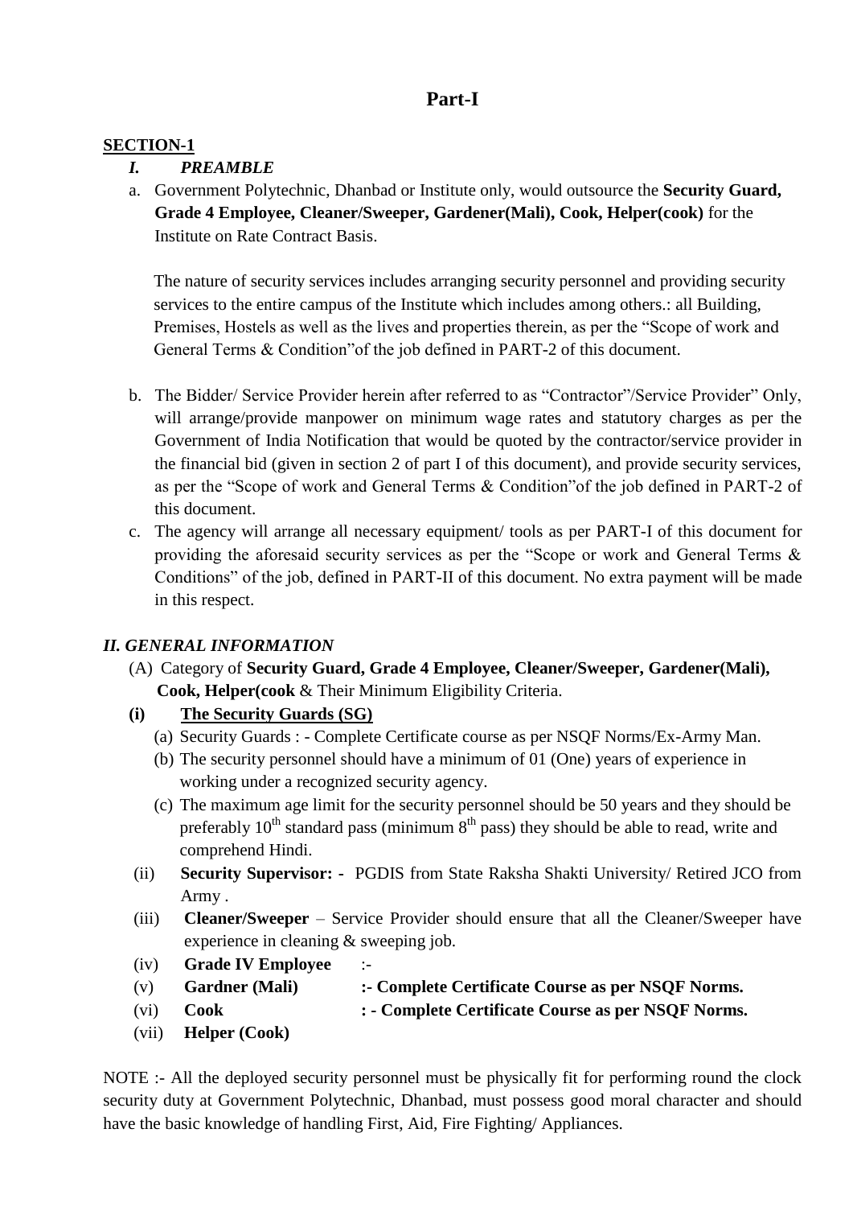# Part-I

## SECTION-1

### *I. PREAMBLE*

a. Government Polytechnic, Dhanbad or Institute only, would outsource the **Security Guard, Grade 4 Employee, Cleaner/Sweeper, Gardener(Mali), Cook, Helper(cook)** for the Institute on Rate Contract Basis.

   The nature of security services includes arranging security personnel and providing security services to the entire campus of the Institute which includes among others.: all Building, Premises, Hostels as well as the lives and properties therein, as per the "Scope of work and General Terms & Condition"of the job defined in PART-2 of this document.

b. The Bidder/ Service Provider herein after referred to as "Contractor"/Service Provider" Only, will arrange/provide manpower on minimum wage rates and statutory charges as per the Government of India Notification that would be quoted by the contractor/service provider in the financial bid (given in section 2 of part I of this document), and provide security services, as per the "Scope of work and General Terms & Condition"of the job defined in PART-2 of this document.

c. The agency will arrange all necessary equipment/ tools as per PART-I of this document for providing the aforesaid security services as per the "Scope or work and General Terms & Conditions" of the job, defined in PART-II of this document. No extra payment will be made in this respect.

### *II. GENERAL INFORMATION*

(A) Category of **Security Guard, Grade 4 Employee, Cleaner/Sweeper, Gardener(Mali), Cook, Helper(cook** & Their Minimum Eligibility Criteria.

**(i) The Security Guards (SG)**

   (a) Security Guards : - Complete Certificate course as per NSQF Norms/Ex-Army Man.
   (b) The security personnel should have a minimum of 01 (One) years of experience in working under a recognized security agency.
   (c) The maximum age limit for the security personnel should be 50 years and they should be preferably 10th standard pass (minimum 8th pass) they should be able to read, write and comprehend Hindi.

(ii) **Security Supervisor: -** PGDIS from State Raksha Shakti University/ Retired JCO from Army .

(iii) **Cleaner/Sweeper** – Service Provider should ensure that all the Cleaner/Sweeper have experience in cleaning & sweeping job.

(iv) **Grade IV Employee** :-

(v) **Gardner (Mali) :- Complete Certificate Course as per NSQF Norms.**

(vi) **Cook : - Complete Certificate Course as per NSQF Norms.**

(vii) **Helper (Cook)**

NOTE :- All the deployed security personnel must be physically fit for performing round the clock security duty at Government Polytechnic, Dhanbad, must possess good moral character and should have the basic knowledge of handling First, Aid, Fire Fighting/ Appliances.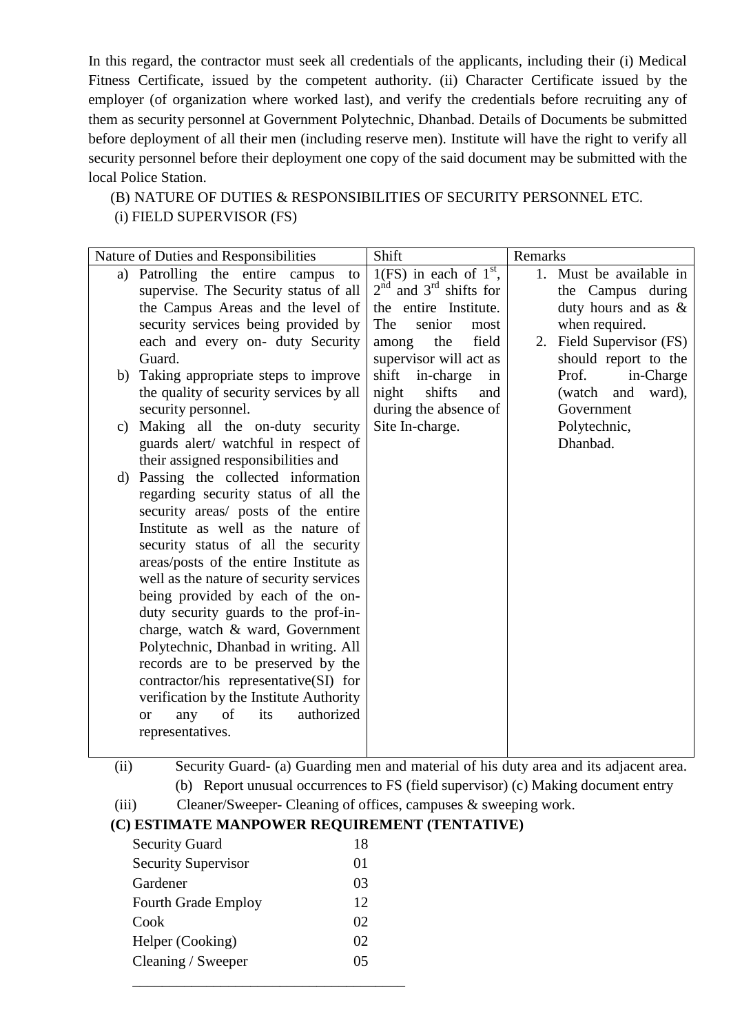In this regard, the contractor must seek all credentials of the applicants, including their (i) Medical Fitness Certificate, issued by the competent authority. (ii) Character Certificate issued by the employer (of organization where worked last), and verify the credentials before recruiting any of them as security personnel at Government Polytechnic, Dhanbad. Details of Documents be submitted before deployment of all their men (including reserve men). Institute will have the right to verify all security personnel before their deployment one copy of the said document may be submitted with the local Police Station.

(B) NATURE OF DUTIES & RESPONSIBILITIES OF SECURITY PERSONNEL ETC.

(i) FIELD SUPERVISOR (FS)

| Nature of Duties and Responsibilities | Shift | Remarks |
|---|---|---|
| a) Patrolling the entire campus to supervise. The Security status of all the Campus Areas and the level of security services being provided by each and every on- duty Security Guard.<br>b) Taking appropriate steps to improve the quality of security services by all security personnel.<br>c) Making all the on-duty security guards alert/ watchful in respect of their assigned responsibilities and<br>d) Passing the collected information regarding security status of all the security areas/ posts of the entire Institute as well as the nature of security status of all the security areas/posts of the entire Institute as well as the nature of security services being provided by each of the on-duty security guards to the prof-in-charge, watch & ward, Government Polytechnic, Dhanbad in writing. All records are to be preserved by the contractor/his representative(SI) for verification by the Institute Authority or any of its authorized representatives. | 1(FS) in each of 1st, 2nd and 3rd shifts for the entire Institute. The senior most among the field supervisor will act as shift in-charge in night shifts and during the absence of Site In-charge. | 1. Must be available in the Campus during duty hours and as & when required.<br>2. Field Supervisor (FS) should report to the Prof. in-Charge (watch and ward), Government Polytechnic, Dhanbad. |

(ii) Security Guard- (a) Guarding men and material of his duty area and its adjacent area. (b) Report unusual occurrences to FS (field supervisor) (c) Making document entry

(iii) Cleaner/Sweeper- Cleaning of offices, campuses & sweeping work.

**(C) ESTIMATE MANPOWER REQUIREMENT (TENTATIVE)**

| | |
|---|---|
| Security Guard | 18 |
| Security Supervisor | 01 |
| Gardener | 03 |
| Fourth Grade Employ | 12 |
| Cook | 02 |
| Helper (Cooking) | 02 |
| Cleaning / Sweeper | 05 |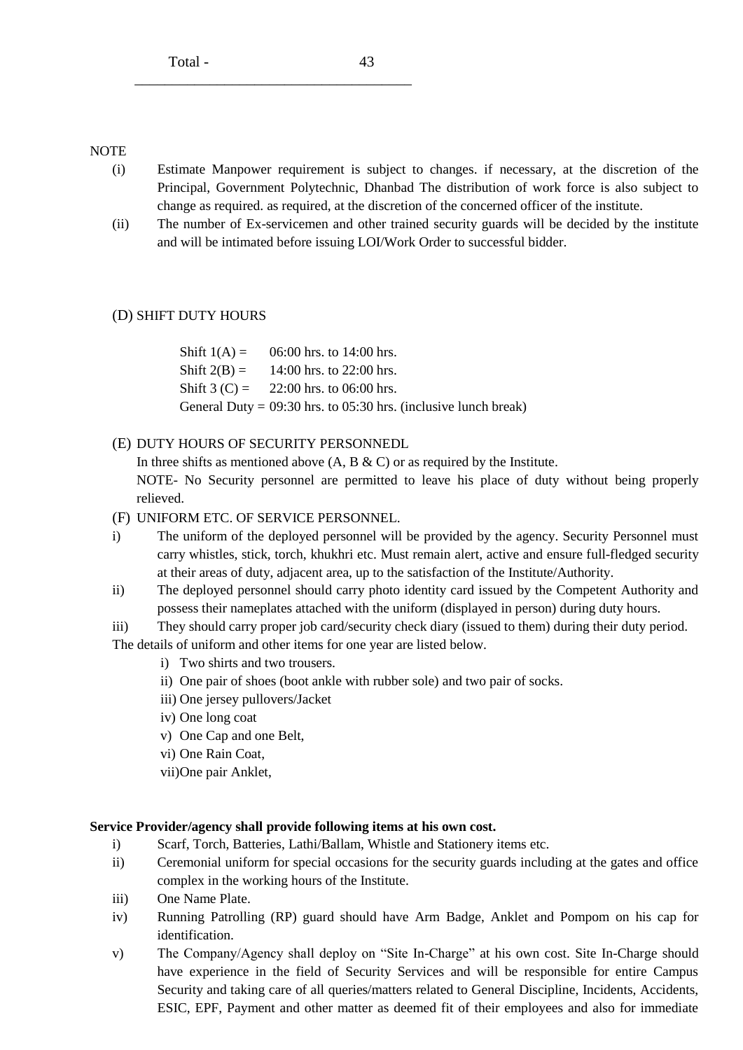Total - 43

---

NOTE

(i) Estimate Manpower requirement is subject to changes. if necessary, at the discretion of the Principal, Government Polytechnic, Dhanbad The distribution of work force is also subject to change as required. as required, at the discretion of the concerned officer of the institute.

(ii) The number of Ex-servicemen and other trained security guards will be decided by the institute and will be intimated before issuing LOI/Work Order to successful bidder.

(D) SHIFT DUTY HOURS

Shift 1(A) = 06:00 hrs. to 14:00 hrs.
Shift 2(B) = 14:00 hrs. to 22:00 hrs.
Shift 3 (C) = 22:00 hrs. to 06:00 hrs.
General Duty = 09:30 hrs. to 05:30 hrs. (inclusive lunch break)

(E) DUTY HOURS OF SECURITY PERSONNEDL

In three shifts as mentioned above (A, B & C) or as required by the Institute.

NOTE- No Security personnel are permitted to leave his place of duty without being properly relieved.

(F) UNIFORM ETC. OF SERVICE PERSONNEL.

i) The uniform of the deployed personnel will be provided by the agency. Security Personnel must carry whistles, stick, torch, khukhri etc. Must remain alert, active and ensure full-fledged security at their areas of duty, adjacent area, up to the satisfaction of the Institute/Authority.

ii) The deployed personnel should carry photo identity card issued by the Competent Authority and possess their nameplates attached with the uniform (displayed in person) during duty hours.

iii) They should carry proper job card/security check diary (issued to them) during their duty period.

The details of uniform and other items for one year are listed below.

i) Two shirts and two trousers.
ii) One pair of shoes (boot ankle with rubber sole) and two pair of socks.
iii) One jersey pullovers/Jacket
iv) One long coat
v) One Cap and one Belt,
vi) One Rain Coat,
vii)One pair Anklet,

**Service Provider/agency shall provide following items at his own cost.**

i) Scarf, Torch, Batteries, Lathi/Ballam, Whistle and Stationery items etc.

ii) Ceremonial uniform for special occasions for the security guards including at the gates and office complex in the working hours of the Institute.

iii) One Name Plate.

iv) Running Patrolling (RP) guard should have Arm Badge, Anklet and Pompom on his cap for identification.

v) The Company/Agency shall deploy on "Site In-Charge" at his own cost. Site In-Charge should have experience in the field of Security Services and will be responsible for entire Campus Security and taking care of all queries/matters related to General Discipline, Incidents, Accidents, ESIC, EPF, Payment and other matter as deemed fit of their employees and also for immediate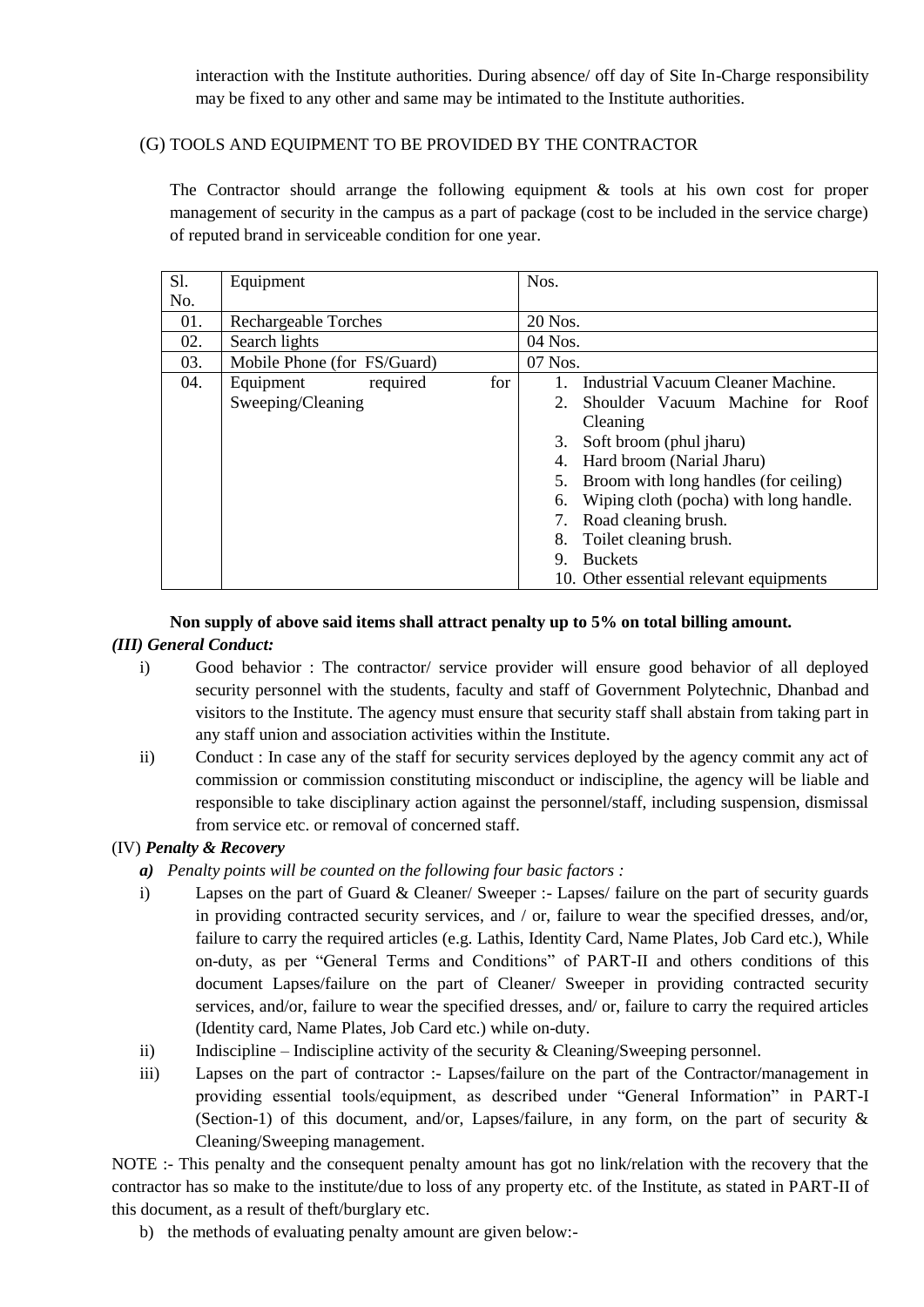interaction with the Institute authorities. During absence/ off day of Site In-Charge responsibility may be fixed to any other and same may be intimated to the Institute authorities.

(G) TOOLS AND EQUIPMENT TO BE PROVIDED BY THE CONTRACTOR

The Contractor should arrange the following equipment & tools at his own cost for proper management of security in the campus as a part of package (cost to be included in the service charge) of reputed brand in serviceable condition for one year.

| Sl. No. | Equipment | Nos. |
|---|---|---|
| 01. | Rechargeable Torches | 20 Nos. |
| 02. | Search lights | 04 Nos. |
| 03. | Mobile Phone (for FS/Guard) | 07 Nos. |
| 04. | Equipment required for Sweeping/Cleaning | 1. Industrial Vacuum Cleaner Machine.<br>2. Shoulder Vacuum Machine for Roof Cleaning<br>3. Soft broom (phul jharu)<br>4. Hard broom (Narial Jharu)<br>5. Broom with long handles (for ceiling)<br>6. Wiping cloth (pocha) with long handle.<br>7. Road cleaning brush.<br>8. Toilet cleaning brush.<br>9. Buckets<br>10. Other essential relevant equipments |

**Non supply of above said items shall attract penalty up to 5% on total billing amount.**

***(III) General Conduct:***

i) Good behavior : The contractor/ service provider will ensure good behavior of all deployed security personnel with the students, faculty and staff of Government Polytechnic, Dhanbad and visitors to the Institute. The agency must ensure that security staff shall abstain from taking part in any staff union and association activities within the Institute.

ii) Conduct : In case any of the staff for security services deployed by the agency commit any act of commission or commission constituting misconduct or indiscipline, the agency will be liable and responsible to take disciplinary action against the personnel/staff, including suspension, dismissal from service etc. or removal of concerned staff.

(IV) ***Penalty & Recovery***

***a) Penalty points will be counted on the following four basic factors :***

i) Lapses on the part of Guard & Cleaner/ Sweeper :- Lapses/ failure on the part of security guards in providing contracted security services, and / or, failure to wear the specified dresses, and/or, failure to carry the required articles (e.g. Lathis, Identity Card, Name Plates, Job Card etc.), While on-duty, as per "General Terms and Conditions" of PART-II and others conditions of this document Lapses/failure on the part of Cleaner/ Sweeper in providing contracted security services, and/or, failure to wear the specified dresses, and/ or, failure to carry the required articles (Identity card, Name Plates, Job Card etc.) while on-duty.

ii) Indiscipline – Indiscipline activity of the security & Cleaning/Sweeping personnel.

iii) Lapses on the part of contractor :- Lapses/failure on the part of the Contractor/management in providing essential tools/equipment, as described under "General Information" in PART-I (Section-1) of this document, and/or, Lapses/failure, in any form, on the part of security & Cleaning/Sweeping management.

NOTE :- This penalty and the consequent penalty amount has got no link/relation with the recovery that the contractor has so make to the institute/due to loss of any property etc. of the Institute, as stated in PART-II of this document, as a result of theft/burglary etc.

b) the methods of evaluating penalty amount are given below:-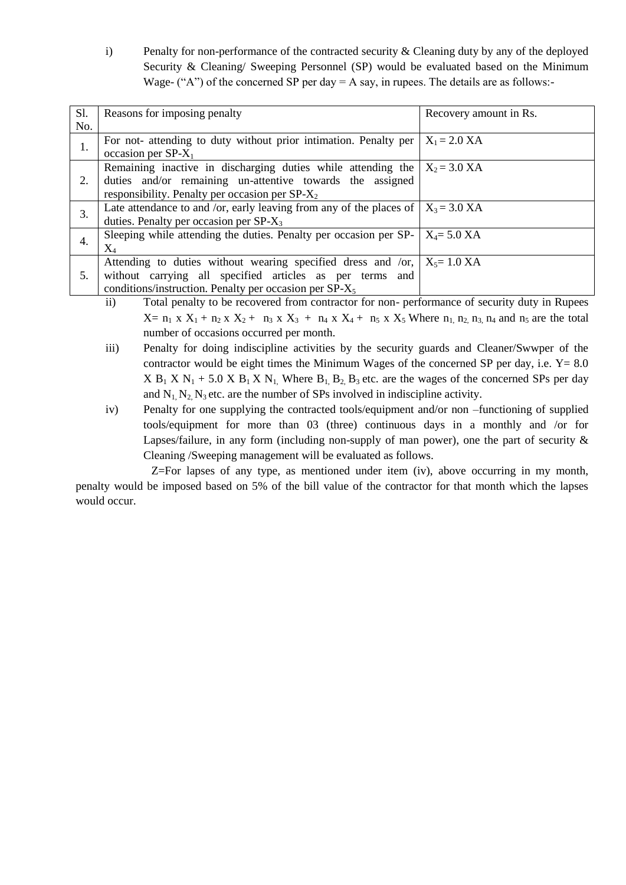i) Penalty for non-performance of the contracted security & Cleaning duty by any of the deployed Security & Cleaning/ Sweeping Personnel (SP) would be evaluated based on the Minimum Wage- ("A") of the concerned SP per day = A say, in rupees. The details are as follows:-

| Sl. No. | Reasons for imposing penalty | Recovery amount in Rs. |
|---|---|---|
| 1. | For not- attending to duty without prior intimation. Penalty per occasion per SP-$X_1$ | $X_1 = 2.0$ XA |
| 2. | Remaining inactive in discharging duties while attending the duties and/or remaining un-attentive towards the assigned responsibility. Penalty per occasion per SP-$X_2$ | $X_2 = 3.0$ XA |
| 3. | Late attendance to and /or, early leaving from any of the places of duties. Penalty per occasion per SP-$X_3$ | $X_3 = 3.0$ XA |
| 4. | Sleeping while attending the duties. Penalty per occasion per SP-$X_4$ | $X_4= 5.0$ XA |
| 5. | Attending to duties without wearing specified dress and /or, without carrying all specified articles as per terms and conditions/instruction. Penalty per occasion per SP-$X_5$ | $X_5= 1.0$ XA |

ii) Total penalty to be recovered from contractor for non- performance of security duty in Rupees $X= n_1 \times X_1 + n_2 \times X_2 + n_3 \times X_3 + n_4 \times X_4 + n_5 \times X_5$ Where $n_1, n_2, n_3, n_4$ and $n_5$ are the total number of occasions occurred per month.

iii) Penalty for doing indiscipline activities by the security guards and Cleaner/Swwper of the contractor would be eight times the Minimum Wages of the concerned SP per day, i.e. $Y= 8.0 \times B_1 \times N_1 + 5.0 \times B_1 \times N_1$, Where $B_1, B_2, B_3$ etc. are the wages of the concerned SPs per day and $N_1, N_2, N_3$ etc. are the number of SPs involved in indiscipline activity.

iv) Penalty for one supplying the contracted tools/equipment and/or non –functioning of supplied tools/equipment for more than 03 (three) continuous days in a monthly and /or for Lapses/failure, in any form (including non-supply of man power), one the part of security & Cleaning /Sweeping management will be evaluated as follows.

Z=For lapses of any type, as mentioned under item (iv), above occurring in my month, penalty would be imposed based on 5% of the bill value of the contractor for that month which the lapses would occur.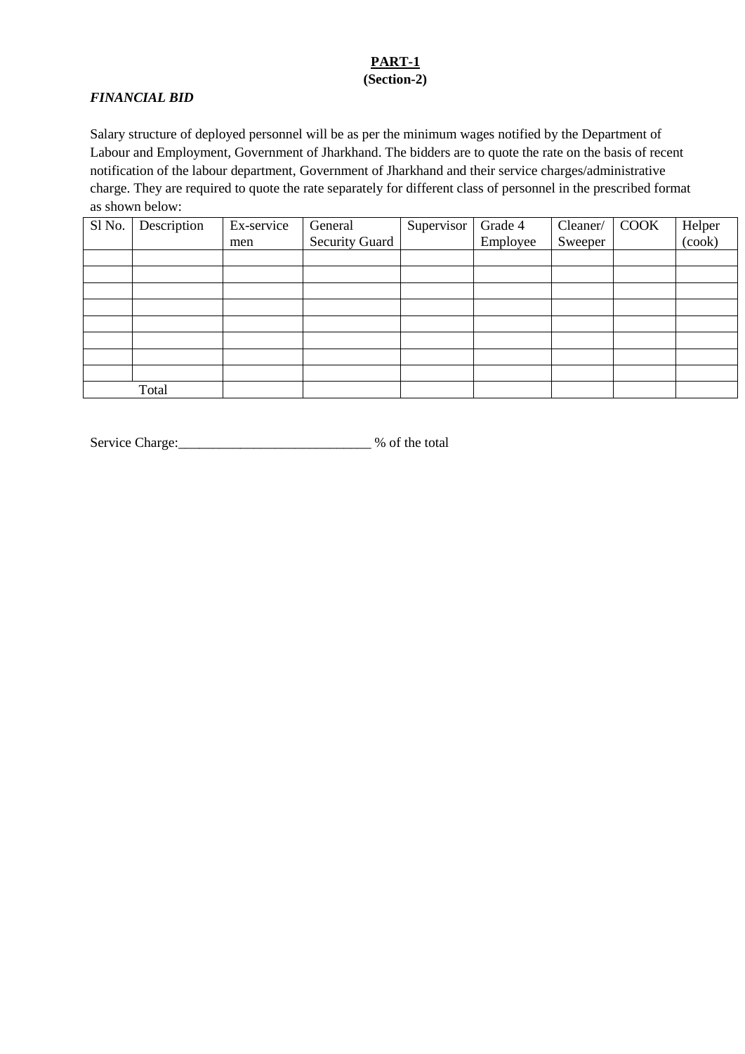**PART-1**
**(Section-2)**

***FINANCIAL BID***

Salary structure of deployed personnel will be as per the minimum wages notified by the Department of Labour and Employment, Government of Jharkhand. The bidders are to quote the rate on the basis of recent notification of the labour department, Government of Jharkhand and their service charges/administrative charge. They are required to quote the rate separately for different class of personnel in the prescribed format as shown below:

| Sl No. | Description | Ex-service men | General Security Guard | Supervisor | Grade 4 Employee | Cleaner/ Sweeper | COOK | Helper (cook) |
|---|---|---|---|---|---|---|---|---|
| | | | | | | | | |
| | | | | | | | | |
| | | | | | | | | |
| | | | | | | | | |
| | | | | | | | | |
| | | | | | | | | |
| | | | | | | | | |
| | | | | | | | | |
| Total | | | | | | | | |

Service Charge:____________________________ % of the total